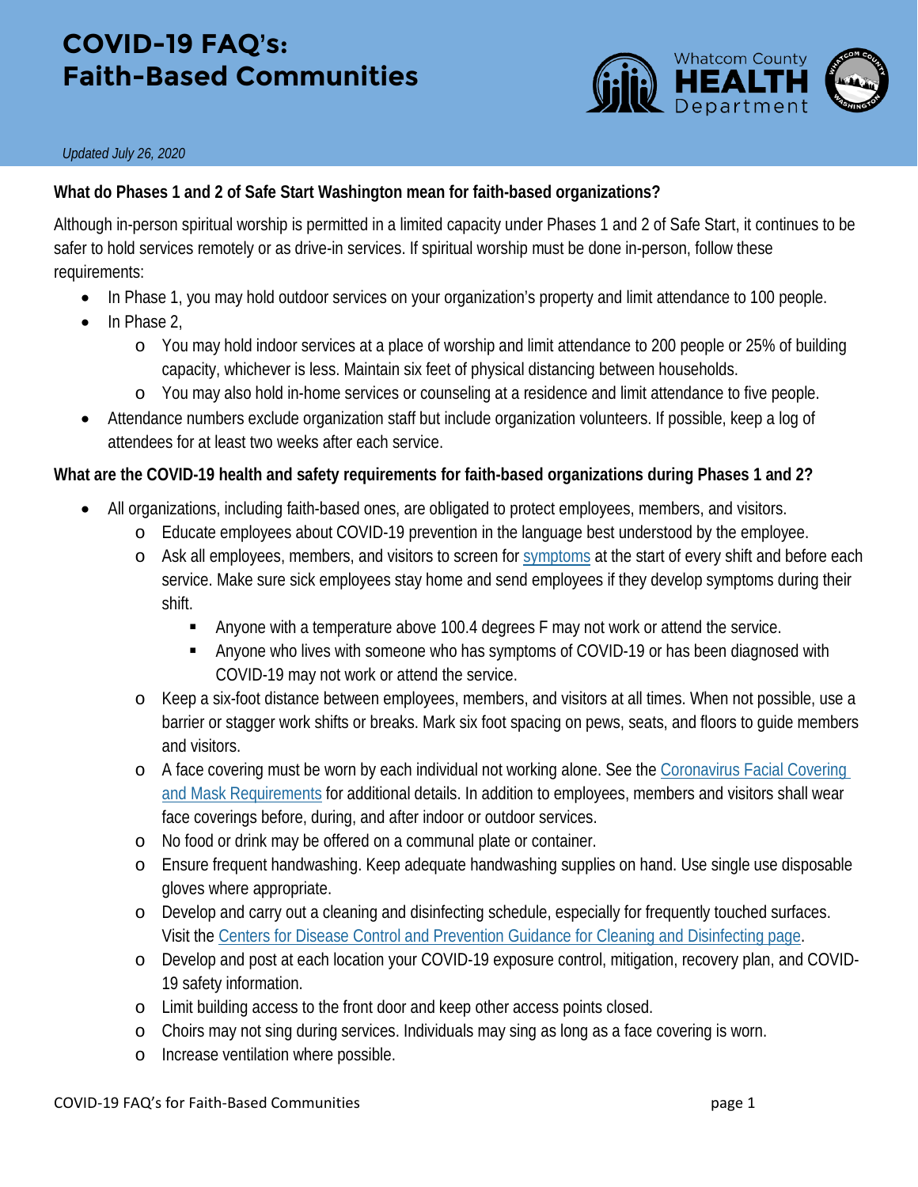# COVID-19 FAQ's: Faith-Based Communities

Whatcom County HEALTH Department

*Updated July 26, 2020*

**What do Phases 1 and 2 of Safe Start Washington mean for faith-based organizations?**

Although in-person spiritual worship is permitted in a limited capacity under Phases 1 and 2 of Safe Start, it continues to be safer to hold services remotely or as drive-in services. If spiritual worship must be done in-person, follow these requirements:

- In Phase 1, you may hold outdoor services on your organization's property and limit attendance to 100 people.
- In Phase 2,
  - You may hold indoor services at a place of worship and limit attendance to 200 people or 25% of building capacity, whichever is less. Maintain six feet of physical distancing between households.
  - You may also hold in-home services or counseling at a residence and limit attendance to five people.
- Attendance numbers exclude organization staff but include organization volunteers. If possible, keep a log of attendees for at least two weeks after each service.

**What are the COVID-19 health and safety requirements for faith-based organizations during Phases 1 and 2?**

- All organizations, including faith-based ones, are obligated to protect employees, members, and visitors.
  - Educate employees about COVID-19 prevention in the language best understood by the employee.
  - Ask all employees, members, and visitors to screen for [symptoms]() at the start of every shift and before each service. Make sure sick employees stay home and send employees if they develop symptoms during their shift.
    - Anyone with a temperature above 100.4 degrees F may not work or attend the service.
    - Anyone who lives with someone who has symptoms of COVID-19 or has been diagnosed with COVID-19 may not work or attend the service.
  - Keep a six-foot distance between employees, members, and visitors at all times. When not possible, use a barrier or stagger work shifts or breaks. Mark six foot spacing on pews, seats, and floors to guide members and visitors.
  - A face covering must be worn by each individual not working alone. See the [Coronavirus Facial Covering and Mask Requirements]() for additional details. In addition to employees, members and visitors shall wear face coverings before, during, and after indoor or outdoor services.
  - No food or drink may be offered on a communal plate or container.
  - Ensure frequent handwashing. Keep adequate handwashing supplies on hand. Use single use disposable gloves where appropriate.
  - Develop and carry out a cleaning and disinfecting schedule, especially for frequently touched surfaces. Visit the [Centers for Disease Control and Prevention Guidance for Cleaning and Disinfecting page]().
  - Develop and post at each location your COVID-19 exposure control, mitigation, recovery plan, and COVID-19 safety information.
  - Limit building access to the front door and keep other access points closed.
  - Choirs may not sing during services. Individuals may sing as long as a face covering is worn.
  - Increase ventilation where possible.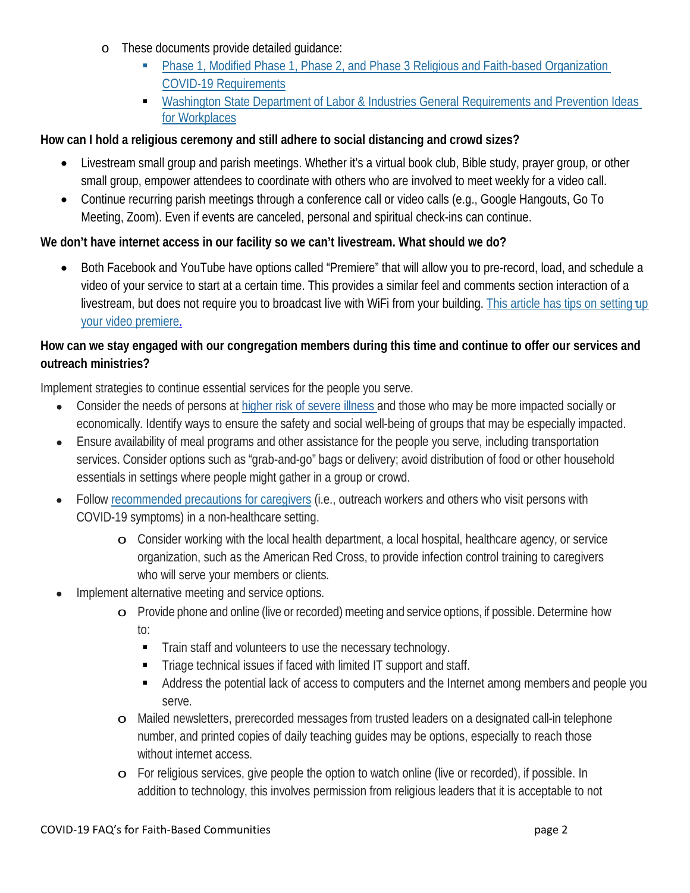- These documents provide detailed guidance:
  - [Phase 1, Modified Phase 1, Phase 2, and Phase 3 Religious and Faith-based Organization COVID-19 Requirements]
  - [Washington State Department of Labor & Industries General Requirements and Prevention Ideas for Workplaces]

**How can I hold a religious ceremony and still adhere to social distancing and crowd sizes?**

- Livestream small group and parish meetings. Whether it's a virtual book club, Bible study, prayer group, or other small group, empower attendees to coordinate with others who are involved to meet weekly for a video call.
- Continue recurring parish meetings through a conference call or video calls (e.g., Google Hangouts, Go To Meeting, Zoom). Even if events are canceled, personal and spiritual check-ins can continue.

**We don't have internet access in our facility so we can't livestream. What should we do?**

- Both Facebook and YouTube have options called "Premiere" that will allow you to pre-record, load, and schedule a video of your service to start at a certain time. This provides a similar feel and comments section interaction of a livestream, but does not require you to broadcast live with WiFi from your building. [This article has tips on setting up your video premiere.]

**How can we stay engaged with our congregation members during this time and continue to offer our services and outreach ministries?**

Implement strategies to continue essential services for the people you serve.

- Consider the needs of persons at [higher risk of severe illness] and those who may be more impacted socially or economically. Identify ways to ensure the safety and social well-being of groups that may be especially impacted.
- Ensure availability of meal programs and other assistance for the people you serve, including transportation services. Consider options such as "grab-and-go" bags or delivery; avoid distribution of food or other household essentials in settings where people might gather in a group or crowd.
- Follow [recommended precautions for caregivers] (i.e., outreach workers and others who visit persons with COVID-19 symptoms) in a non-healthcare setting.
  - Consider working with the local health department, a local hospital, healthcare agency, or service organization, such as the American Red Cross, to provide infection control training to caregivers who will serve your members or clients.
- Implement alternative meeting and service options.
  - Provide phone and online (live or recorded) meeting and service options, if possible. Determine how to:
    - Train staff and volunteers to use the necessary technology.
    - Triage technical issues if faced with limited IT support and staff.
    - Address the potential lack of access to computers and the Internet among members and people you serve.
  - Mailed newsletters, prerecorded messages from trusted leaders on a designated call-in telephone number, and printed copies of daily teaching guides may be options, especially to reach those without internet access.
  - For religious services, give people the option to watch online (live or recorded), if possible. In addition to technology, this involves permission from religious leaders that it is acceptable to not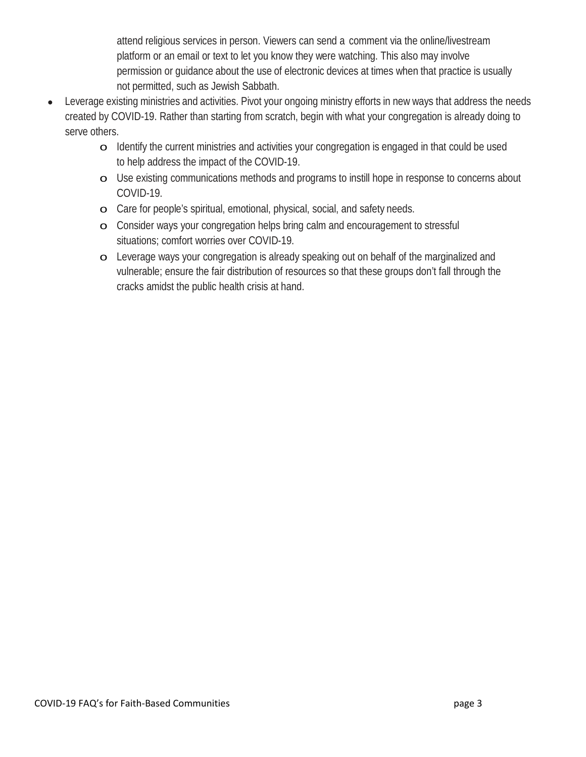attend religious services in person. Viewers can send a comment via the online/livestream platform or an email or text to let you know they were watching. This also may involve permission or guidance about the use of electronic devices at times when that practice is usually not permitted, such as Jewish Sabbath.

- Leverage existing ministries and activities. Pivot your ongoing ministry efforts in new ways that address the needs created by COVID-19. Rather than starting from scratch, begin with what your congregation is already doing to serve others.
  - Identify the current ministries and activities your congregation is engaged in that could be used to help address the impact of the COVID-19.
  - Use existing communications methods and programs to instill hope in response to concerns about COVID-19.
  - Care for people's spiritual, emotional, physical, social, and safety needs.
  - Consider ways your congregation helps bring calm and encouragement to stressful situations; comfort worries over COVID-19.
  - Leverage ways your congregation is already speaking out on behalf of the marginalized and vulnerable; ensure the fair distribution of resources so that these groups don't fall through the cracks amidst the public health crisis at hand.